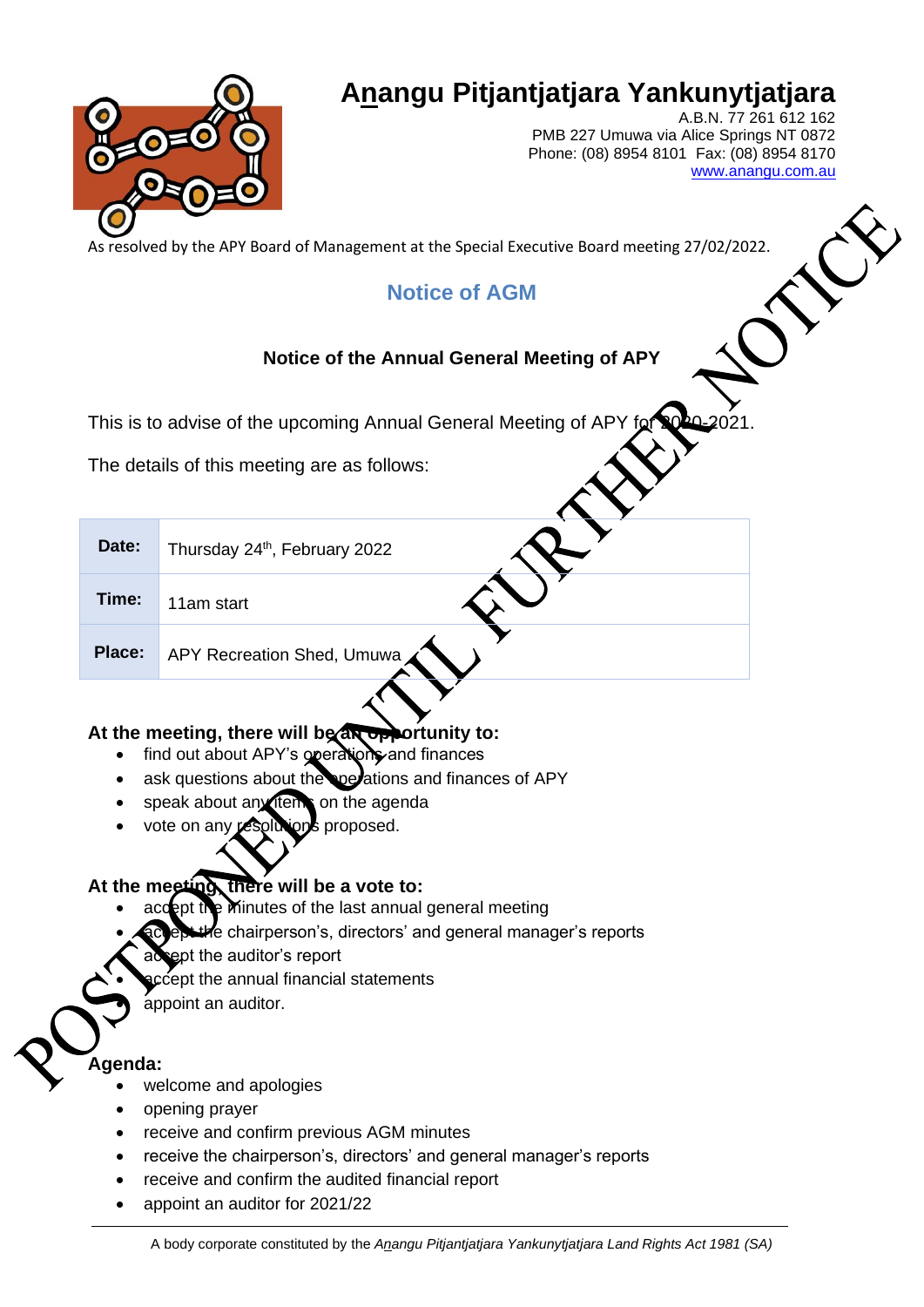# A̲nangu Pitjantjatjara Yankunytjatjara

A.B.N. 77 261 612 162
PMB 227 Umuwa via Alice Springs NT 0872
Phone: (08) 8954 8101 Fax: (08) 8954 8170
www.anangu.com.au

As resolved by the APY Board of Management at the Special Executive Board meeting 27/02/2022.

POSTPONED UNTIL FURTHER NOTICE

## Notice of AGM

### Notice of the Annual General Meeting of APY

This is to advise of the upcoming Annual General Meeting of APY for 2020-2021.

The details of this meeting are as follows:

| | |
|---|---|
| **Date:** | Thursday 24th, February 2022 |
| **Time:** | 11am start |
| **Place:** | APY Recreation Shed, Umuwa |

**At the meeting, there will be an opportunity to:**

- find out about APY's operations and finances
- ask questions about the operations and finances of APY
- speak about any items on the agenda
- vote on any resolutions proposed.

**At the meeting, there will be a vote to:**

- accept the minutes of the last annual general meeting
- accept the chairperson's, directors' and general manager's reports
- accept the auditor's report
- accept the annual financial statements
- appoint an auditor.

**Agenda:**

- welcome and apologies
- opening prayer
- receive and confirm previous AGM minutes
- receive the chairperson's, directors' and general manager's reports
- receive and confirm the audited financial report
- appoint an auditor for 2021/22

A body corporate constituted by the *A̲nangu Pitjantjatjara Yankunytjatjara Land Rights Act 1981 (SA)*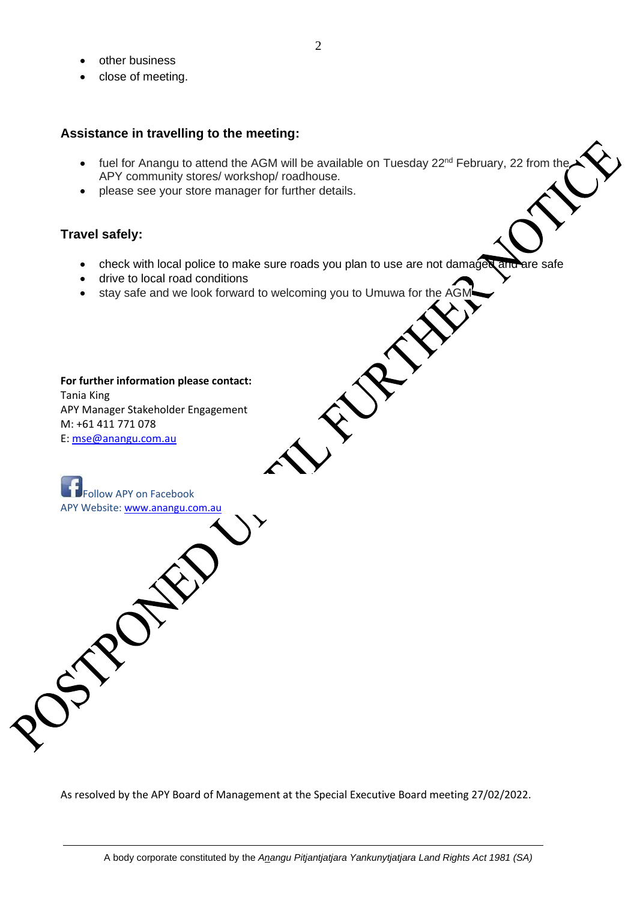- other business
- close of meeting.

### Assistance in travelling to the meeting:

- fuel for Anangu to attend the AGM will be available on Tuesday 22nd February, 22 from the APY community stores/ workshop/ roadhouse.
- please see your store manager for further details.

### Travel safely:

- check with local police to make sure roads you plan to use are not damaged and are safe
- drive to local road conditions
- stay safe and we look forward to welcoming you to Umuwa for the AGM

**For further information please contact:**
Tania King
APY Manager Stakeholder Engagement
M: +61 411 771 078
E: mse@anangu.com.au

Follow APY on Facebook
APY Website: www.anangu.com.au

POSTPONED UNTIL FURTHER NOTICE

As resolved by the APY Board of Management at the Special Executive Board meeting 27/02/2022.

A body corporate constituted by the *Anangu Pitjantjatjara Yankunytjatjara Land Rights Act 1981 (SA)*